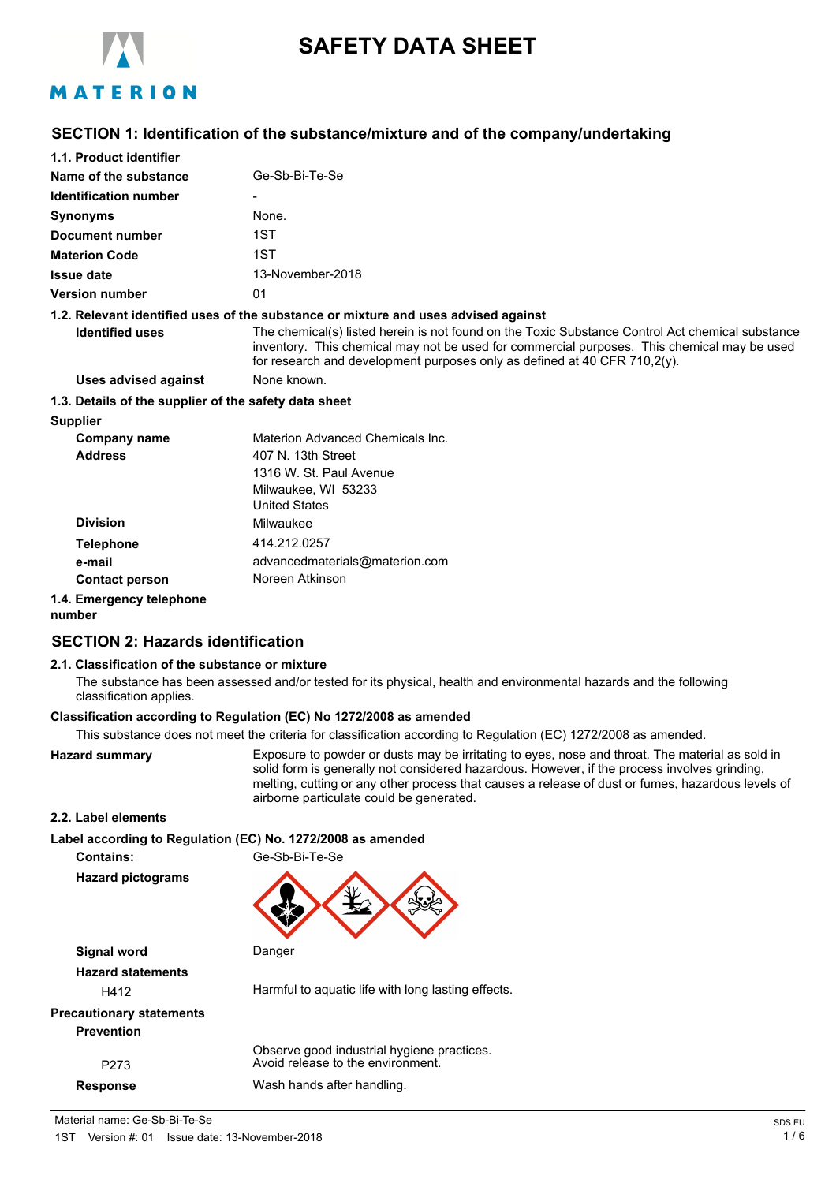# SAFETY DATA SHEET

## SECTION 1: Identification of the substance/mixture and of the company/undertaking

**1.1. Product identifier**

**Name of the substance** Ge-Sb-Bi-Te-Se

**Identification number** -

**Synonyms** None.

**Document number** 1ST

**Materion Code** 1ST

**Issue date** 13-November-2018

**Version number** 01

**1.2. Relevant identified uses of the substance or mixture and uses advised against**

**Identified uses** The chemical(s) listed herein is not found on the Toxic Substance Control Act chemical substance inventory. This chemical may not be used for commercial purposes. This chemical may be used for research and development purposes only as defined at 40 CFR 710,2(y).

**Uses advised against** None known.

**1.3. Details of the supplier of the safety data sheet**

**Supplier**

**Company name** Materion Advanced Chemicals Inc.

**Address** 407 N. 13th Street
1316 W. St. Paul Avenue
Milwaukee, WI 53233
United States

**Division** Milwaukee

**Telephone** 414.212.0257

**e-mail** advancedmaterials@materion.com

**Contact person** Noreen Atkinson

**1.4. Emergency telephone number**

## SECTION 2: Hazards identification

**2.1. Classification of the substance or mixture**

The substance has been assessed and/or tested for its physical, health and environmental hazards and the following classification applies.

**Classification according to Regulation (EC) No 1272/2008 as amended**

This substance does not meet the criteria for classification according to Regulation (EC) 1272/2008 as amended.

**Hazard summary** Exposure to powder or dusts may be irritating to eyes, nose and throat. The material as sold in solid form is generally not considered hazardous. However, if the process involves grinding, melting, cutting or any other process that causes a release of dust or fumes, hazardous levels of airborne particulate could be generated.

**2.2. Label elements**

**Label according to Regulation (EC) No. 1272/2008 as amended**

**Contains:** Ge-Sb-Bi-Te-Se

**Hazard pictograms**

**Signal word** Danger

**Hazard statements**

H412 Harmful to aquatic life with long lasting effects.

**Precautionary statements**

**Prevention**

Observe good industrial hygiene practices.

P273 Avoid release to the environment.

**Response** Wash hands after handling.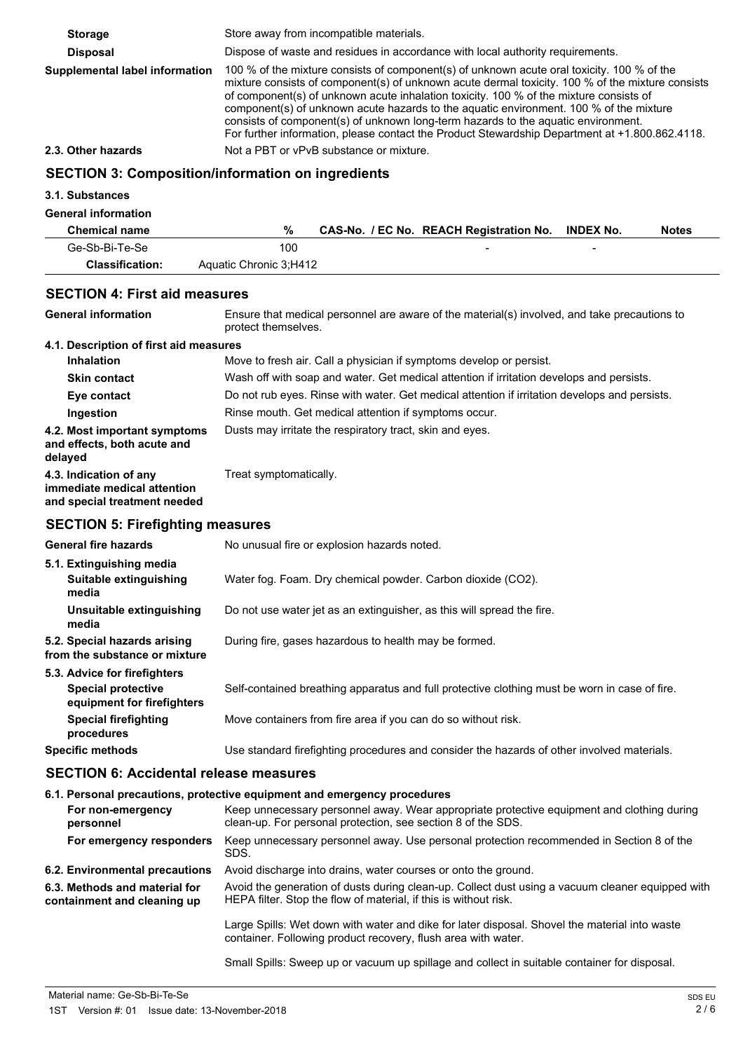| | |
|---|---|
| **Storage** | Store away from incompatible materials. |
| **Disposal** | Dispose of waste and residues in accordance with local authority requirements. |
| **Supplemental label information** | 100 % of the mixture consists of component(s) of unknown acute oral toxicity. 100 % of the mixture consists of component(s) of unknown acute dermal toxicity. 100 % of the mixture consists of component(s) of unknown acute inhalation toxicity. 100 % of the mixture consists of component(s) of unknown acute hazards to the aquatic environment. 100 % of the mixture consists of component(s) of unknown long-term hazards to the aquatic environment. For further information, please contact the Product Stewardship Department at +1.800.862.4118. |
| **2.3. Other hazards** | Not a PBT or vPvB substance or mixture. |

## SECTION 3: Composition/information on ingredients

**3.1. Substances**

**General information**

| Chemical name | % | CAS-No. / EC No. | REACH Registration No. | INDEX No. | Notes |
|---|---|---|---|---|---|
| Ge-Sb-Bi-Te-Se | 100 | | - | - | |
| **Classification:** | Aquatic Chronic 3;H412 | | | | |

## SECTION 4: First aid measures

| | |
|---|---|
| **General information** | Ensure that medical personnel are aware of the material(s) involved, and take precautions to protect themselves. |
| **4.1. Description of first aid measures** | |
| **Inhalation** | Move to fresh air. Call a physician if symptoms develop or persist. |
| **Skin contact** | Wash off with soap and water. Get medical attention if irritation develops and persists. |
| **Eye contact** | Do not rub eyes. Rinse with water. Get medical attention if irritation develops and persists. |
| **Ingestion** | Rinse mouth. Get medical attention if symptoms occur. |
| **4.2. Most important symptoms and effects, both acute and delayed** | Dusts may irritate the respiratory tract, skin and eyes. |
| **4.3. Indication of any immediate medical attention and special treatment needed** | Treat symptomatically. |

## SECTION 5: Firefighting measures

| | |
|---|---|
| **General fire hazards** | No unusual fire or explosion hazards noted. |
| **5.1. Extinguishing media** | |
| **Suitable extinguishing media** | Water fog. Foam. Dry chemical powder. Carbon dioxide ($CO_2$). |
| **Unsuitable extinguishing media** | Do not use water jet as an extinguisher, as this will spread the fire. |
| **5.2. Special hazards arising from the substance or mixture** | During fire, gases hazardous to health may be formed. |
| **5.3. Advice for firefighters** | |
| **Special protective equipment for firefighters** | Self-contained breathing apparatus and full protective clothing must be worn in case of fire. |
| **Special firefighting procedures** | Move containers from fire area if you can do so without risk. |
| **Specific methods** | Use standard firefighting procedures and consider the hazards of other involved materials. |

## SECTION 6: Accidental release measures

| | |
|---|---|
| **6.1. Personal precautions, protective equipment and emergency procedures** | |
| **For non-emergency personnel** | Keep unnecessary personnel away. Wear appropriate protective equipment and clothing during clean-up. For personal protection, see section 8 of the SDS. |
| **For emergency responders** | Keep unnecessary personnel away. Use personal protection recommended in Section 8 of the SDS. |
| **6.2. Environmental precautions** | Avoid discharge into drains, water courses or onto the ground. |
| **6.3. Methods and material for containment and cleaning up** | Avoid the generation of dusts during clean-up. Collect dust using a vacuum cleaner equipped with HEPA filter. Stop the flow of material, if this is without risk.<br><br>Large Spills: Wet down with water and dike for later disposal. Shovel the material into waste container. Following product recovery, flush area with water.<br><br>Small Spills: Sweep up or vacuum up spillage and collect in suitable container for disposal. |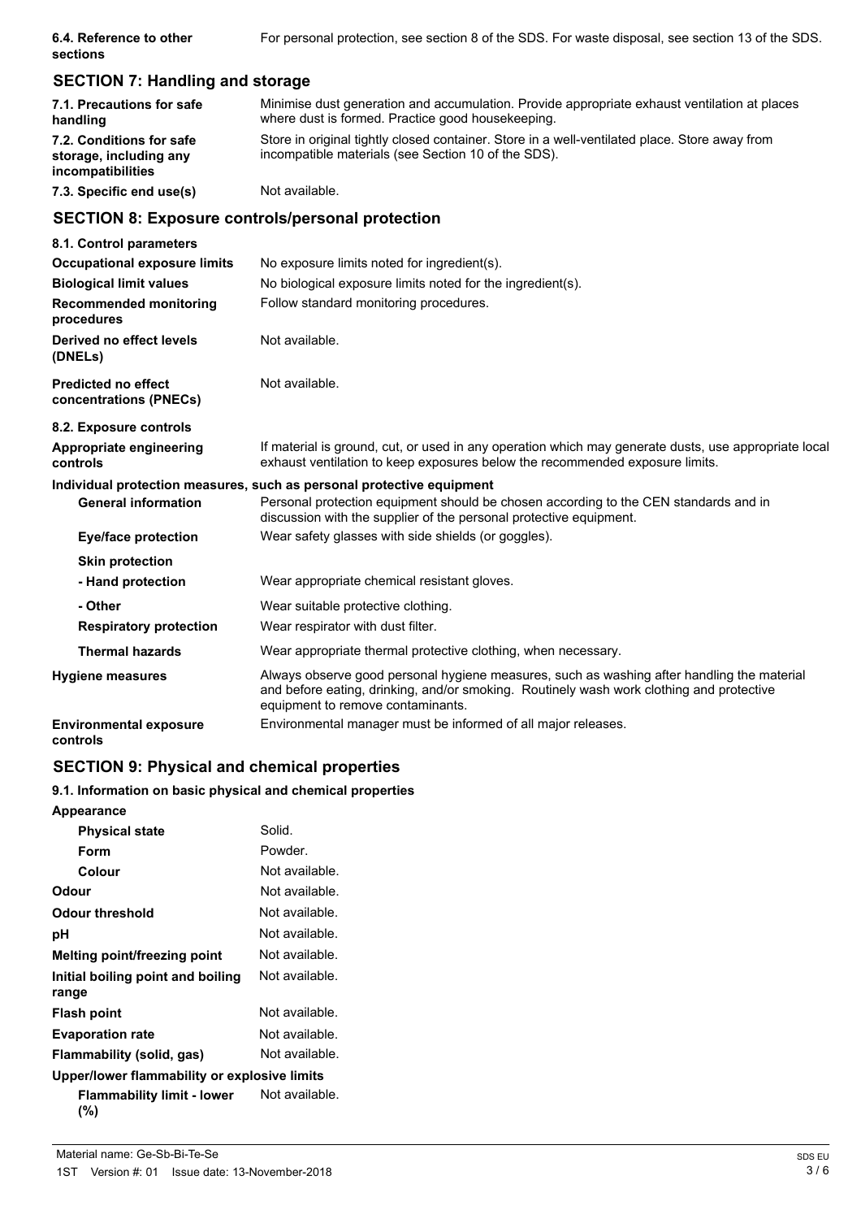| | |
|---|---|
| **6.4. Reference to other sections** | For personal protection, see section 8 of the SDS. For waste disposal, see section 13 of the SDS. |

## SECTION 7: Handling and storage

| | |
|---|---|
| **7.1. Precautions for safe handling** | Minimise dust generation and accumulation. Provide appropriate exhaust ventilation at places where dust is formed. Practice good housekeeping. |
| **7.2. Conditions for safe storage, including any incompatibilities** | Store in original tightly closed container. Store in a well-ventilated place. Store away from incompatible materials (see Section 10 of the SDS). |
| **7.3. Specific end use(s)** | Not available. |

## SECTION 8: Exposure controls/personal protection

**8.1. Control parameters**

| | |
|---|---|
| **Occupational exposure limits** | No exposure limits noted for ingredient(s). |
| **Biological limit values** | No biological exposure limits noted for the ingredient(s). |
| **Recommended monitoring procedures** | Follow standard monitoring procedures. |
| **Derived no effect levels (DNELs)** | Not available. |
| **Predicted no effect concentrations (PNECs)** | Not available. |

**8.2. Exposure controls**

| | |
|---|---|
| **Appropriate engineering controls** | If material is ground, cut, or used in any operation which may generate dusts, use appropriate local exhaust ventilation to keep exposures below the recommended exposure limits. |

**Individual protection measures, such as personal protective equipment**

| | |
|---|---|
| **General information** | Personal protection equipment should be chosen according to the CEN standards and in discussion with the supplier of the personal protective equipment. |
| **Eye/face protection** | Wear safety glasses with side shields (or goggles). |
| **Skin protection** | |
| **- Hand protection** | Wear appropriate chemical resistant gloves. |
| **- Other** | Wear suitable protective clothing. |
| **Respiratory protection** | Wear respirator with dust filter. |
| **Thermal hazards** | Wear appropriate thermal protective clothing, when necessary. |
| **Hygiene measures** | Always observe good personal hygiene measures, such as washing after handling the material and before eating, drinking, and/or smoking. Routinely wash work clothing and protective equipment to remove contaminants. |
| **Environmental exposure controls** | Environmental manager must be informed of all major releases. |

## SECTION 9: Physical and chemical properties

**9.1. Information on basic physical and chemical properties**

| | |
|---|---|
| **Appearance** | |
| **Physical state** | Solid. |
| **Form** | Powder. |
| **Colour** | Not available. |
| **Odour** | Not available. |
| **Odour threshold** | Not available. |
| **pH** | Not available. |
| **Melting point/freezing point** | Not available. |
| **Initial boiling point and boiling range** | Not available. |
| **Flash point** | Not available. |
| **Evaporation rate** | Not available. |
| **Flammability (solid, gas)** | Not available. |
| **Upper/lower flammability or explosive limits** | |
| **Flammability limit - lower (%)** | Not available. |

Material name: Ge-Sb-Bi-Te-Se

1ST Version #: 01 Issue date: 13-November-2018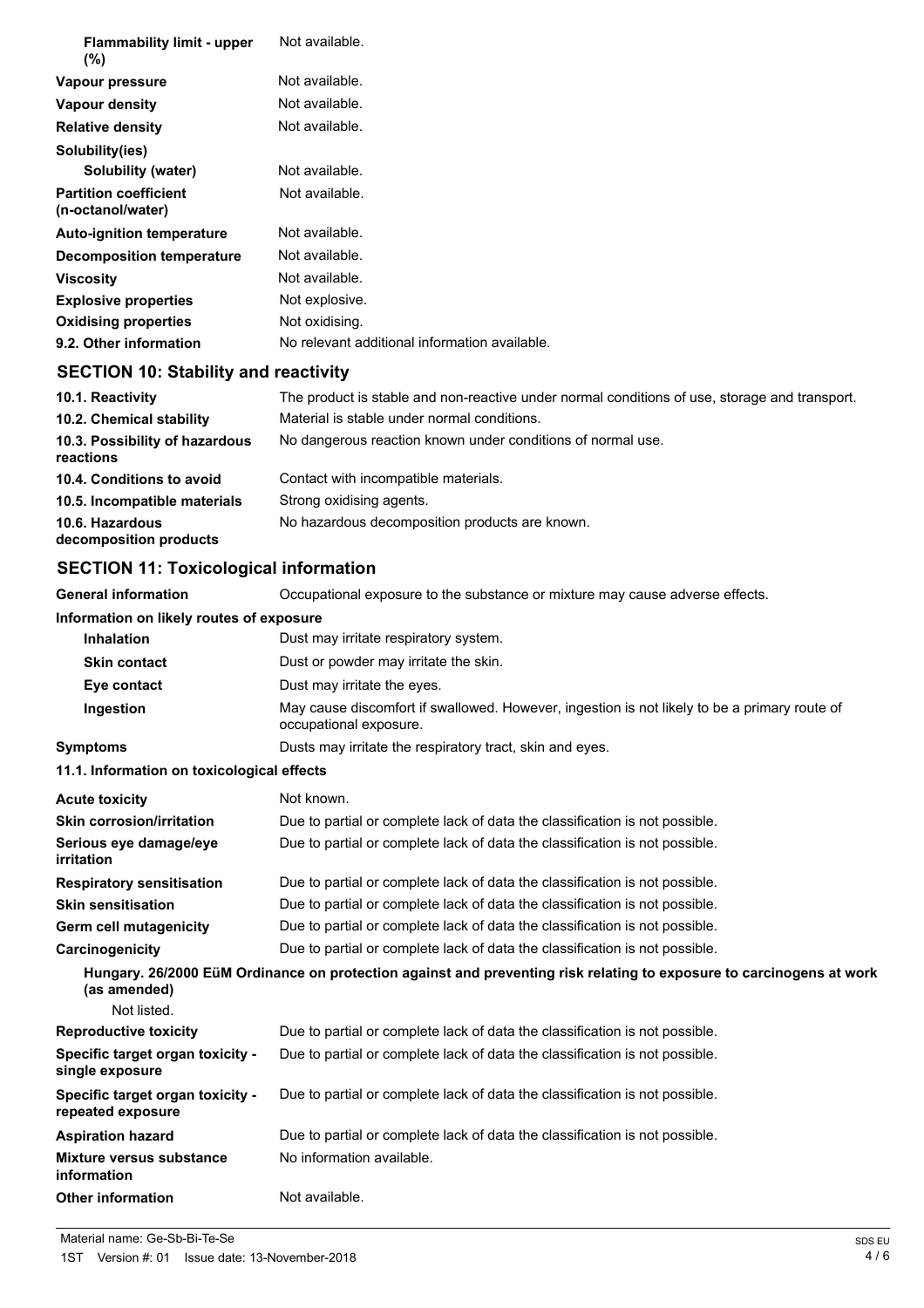| | |
|---|---|
| **Flammability limit - upper (%)** | Not available. |
| **Vapour pressure** | Not available. |
| **Vapour density** | Not available. |
| **Relative density** | Not available. |
| **Solubility(ies)** | |
| **Solubility (water)** | Not available. |
| **Partition coefficient (n-octanol/water)** | Not available. |
| **Auto-ignition temperature** | Not available. |
| **Decomposition temperature** | Not available. |
| **Viscosity** | Not available. |
| **Explosive properties** | Not explosive. |
| **Oxidising properties** | Not oxidising. |
| **9.2. Other information** | No relevant additional information available. |

## SECTION 10: Stability and reactivity

| | |
|---|---|
| **10.1. Reactivity** | The product is stable and non-reactive under normal conditions of use, storage and transport. |
| **10.2. Chemical stability** | Material is stable under normal conditions. |
| **10.3. Possibility of hazardous reactions** | No dangerous reaction known under conditions of normal use. |
| **10.4. Conditions to avoid** | Contact with incompatible materials. |
| **10.5. Incompatible materials** | Strong oxidising agents. |
| **10.6. Hazardous decomposition products** | No hazardous decomposition products are known. |

## SECTION 11: Toxicological information

| | |
|---|---|
| **General information** | Occupational exposure to the substance or mixture may cause adverse effects. |

**Information on likely routes of exposure**

| | |
|---|---|
| **Inhalation** | Dust may irritate respiratory system. |
| **Skin contact** | Dust or powder may irritate the skin. |
| **Eye contact** | Dust may irritate the eyes. |
| **Ingestion** | May cause discomfort if swallowed. However, ingestion is not likely to be a primary route of occupational exposure. |
| **Symptoms** | Dusts may irritate the respiratory tract, skin and eyes. |

**11.1. Information on toxicological effects**

| | |
|---|---|
| **Acute toxicity** | Not known. |
| **Skin corrosion/irritation** | Due to partial or complete lack of data the classification is not possible. |
| **Serious eye damage/eye irritation** | Due to partial or complete lack of data the classification is not possible. |
| **Respiratory sensitisation** | Due to partial or complete lack of data the classification is not possible. |
| **Skin sensitisation** | Due to partial or complete lack of data the classification is not possible. |
| **Germ cell mutagenicity** | Due to partial or complete lack of data the classification is not possible. |
| **Carcinogenicity** | Due to partial or complete lack of data the classification is not possible. |

**Hungary. 26/2000 EüM Ordinance on protection against and preventing risk relating to exposure to carcinogens at work (as amended)**

Not listed.

| | |
|---|---|
| **Reproductive toxicity** | Due to partial or complete lack of data the classification is not possible. |
| **Specific target organ toxicity - single exposure** | Due to partial or complete lack of data the classification is not possible. |
| **Specific target organ toxicity - repeated exposure** | Due to partial or complete lack of data the classification is not possible. |
| **Aspiration hazard** | Due to partial or complete lack of data the classification is not possible. |
| **Mixture versus substance information** | No information available. |
| **Other information** | Not available. |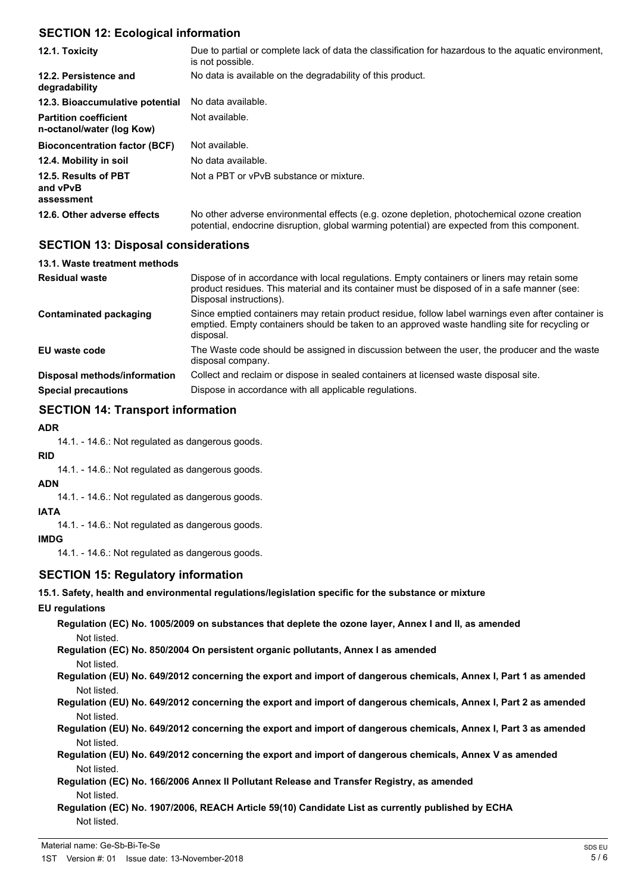## SECTION 12: Ecological information

| | |
|---|---|
| **12.1. Toxicity** | Due to partial or complete lack of data the classification for hazardous to the aquatic environment, is not possible. |
| **12.2. Persistence and degradability** | No data is available on the degradability of this product. |
| **12.3. Bioaccumulative potential** | No data available. |
| **Partition coefficient n-octanol/water (log Kow)** | Not available. |
| **Bioconcentration factor (BCF)** | Not available. |
| **12.4. Mobility in soil** | No data available. |
| **12.5. Results of PBT and vPvB assessment** | Not a PBT or vPvB substance or mixture. |
| **12.6. Other adverse effects** | No other adverse environmental effects (e.g. ozone depletion, photochemical ozone creation potential, endocrine disruption, global warming potential) are expected from this component. |

## SECTION 13: Disposal considerations

### 13.1. Waste treatment methods

| | |
|---|---|
| **Residual waste** | Dispose of in accordance with local regulations. Empty containers or liners may retain some product residues. This material and its container must be disposed of in a safe manner (see: Disposal instructions). |
| **Contaminated packaging** | Since emptied containers may retain product residue, follow label warnings even after container is emptied. Empty containers should be taken to an approved waste handling site for recycling or disposal. |
| **EU waste code** | The Waste code should be assigned in discussion between the user, the producer and the waste disposal company. |
| **Disposal methods/information** | Collect and reclaim or dispose in sealed containers at licensed waste disposal site. |
| **Special precautions** | Dispose in accordance with all applicable regulations. |

## SECTION 14: Transport information

**ADR**

14.1. - 14.6.: Not regulated as dangerous goods.

**RID**

14.1. - 14.6.: Not regulated as dangerous goods.

**ADN**

14.1. - 14.6.: Not regulated as dangerous goods.

**IATA**

14.1. - 14.6.: Not regulated as dangerous goods.

**IMDG**

14.1. - 14.6.: Not regulated as dangerous goods.

## SECTION 15: Regulatory information

**15.1. Safety, health and environmental regulations/legislation specific for the substance or mixture**

**EU regulations**

**Regulation (EC) No. 1005/2009 on substances that deplete the ozone layer, Annex I and II, as amended**

Not listed.

**Regulation (EC) No. 850/2004 On persistent organic pollutants, Annex I as amended**

Not listed.

**Regulation (EU) No. 649/2012 concerning the export and import of dangerous chemicals, Annex I, Part 1 as amended**

Not listed.

**Regulation (EU) No. 649/2012 concerning the export and import of dangerous chemicals, Annex I, Part 2 as amended**

Not listed.

**Regulation (EU) No. 649/2012 concerning the export and import of dangerous chemicals, Annex I, Part 3 as amended**

Not listed.

**Regulation (EU) No. 649/2012 concerning the export and import of dangerous chemicals, Annex V as amended**

Not listed.

**Regulation (EC) No. 166/2006 Annex II Pollutant Release and Transfer Registry, as amended**

Not listed.

**Regulation (EC) No. 1907/2006, REACH Article 59(10) Candidate List as currently published by ECHA**

Not listed.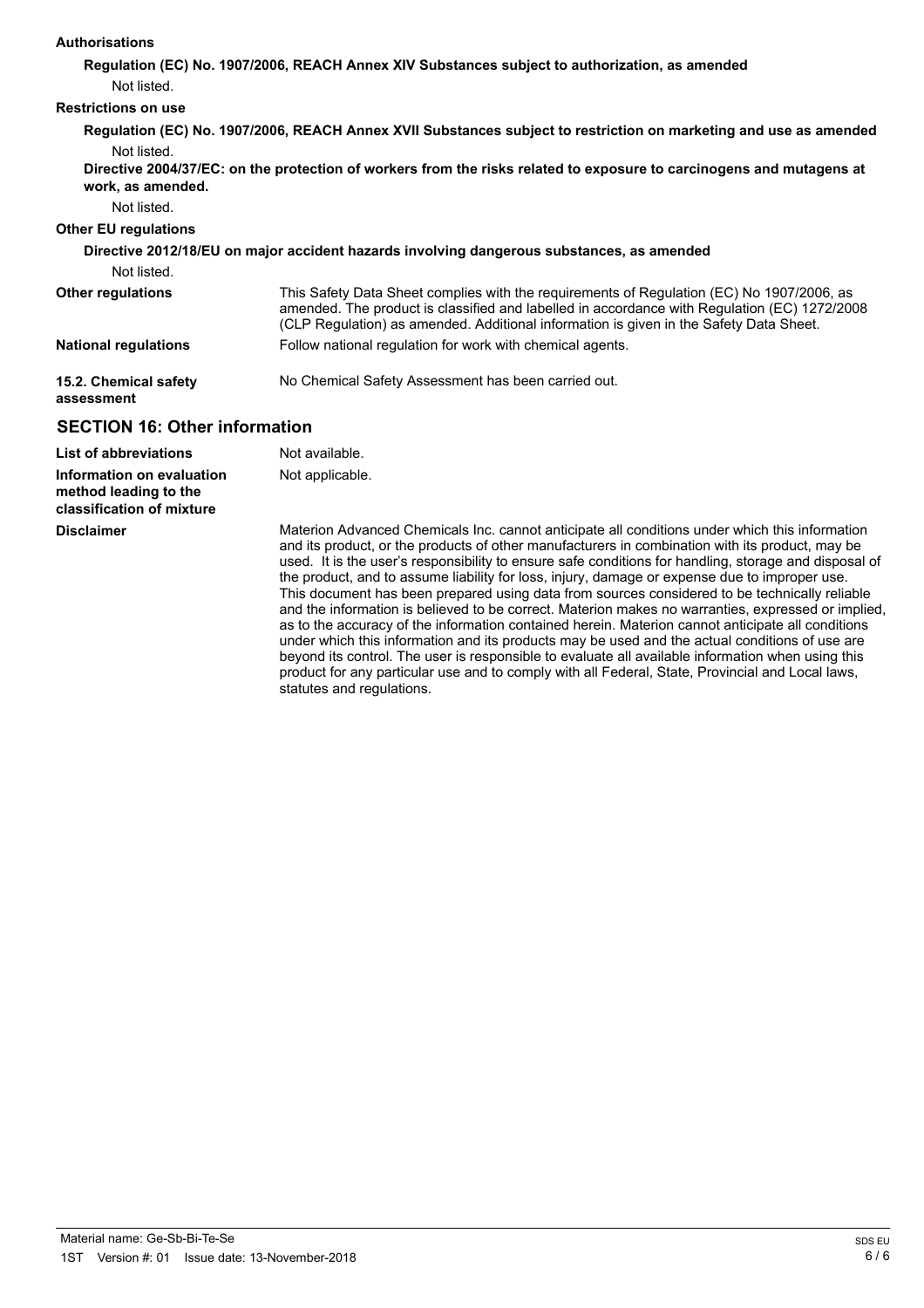**Authorisations**

**Regulation (EC) No. 1907/2006, REACH Annex XIV Substances subject to authorization, as amended**

Not listed.

**Restrictions on use**

**Regulation (EC) No. 1907/2006, REACH Annex XVII Substances subject to restriction on marketing and use as amended**

Not listed.

**Directive 2004/37/EC: on the protection of workers from the risks related to exposure to carcinogens and mutagens at work, as amended.**

Not listed.

**Other EU regulations**

**Directive 2012/18/EU on major accident hazards involving dangerous substances, as amended**

Not listed.

**Other regulations** This Safety Data Sheet complies with the requirements of Regulation (EC) No 1907/2006, as amended. The product is classified and labelled in accordance with Regulation (EC) 1272/2008 (CLP Regulation) as amended. Additional information is given in the Safety Data Sheet.

**National regulations** Follow national regulation for work with chemical agents.

**15.2. Chemical safety assessment** No Chemical Safety Assessment has been carried out.

## SECTION 16: Other information

**List of abbreviations** Not available.

**Information on evaluation method leading to the classification of mixture** Not applicable.

**Disclaimer** Materion Advanced Chemicals Inc. cannot anticipate all conditions under which this information and its product, or the products of other manufacturers in combination with its product, may be used. It is the user's responsibility to ensure safe conditions for handling, storage and disposal of the product, and to assume liability for loss, injury, damage or expense due to improper use. This document has been prepared using data from sources considered to be technically reliable and the information is believed to be correct. Materion makes no warranties, expressed or implied, as to the accuracy of the information contained herein. Materion cannot anticipate all conditions under which this information and its products may be used and the actual conditions of use are beyond its control. The user is responsible to evaluate all available information when using this product for any particular use and to comply with all Federal, State, Provincial and Local laws, statutes and regulations.